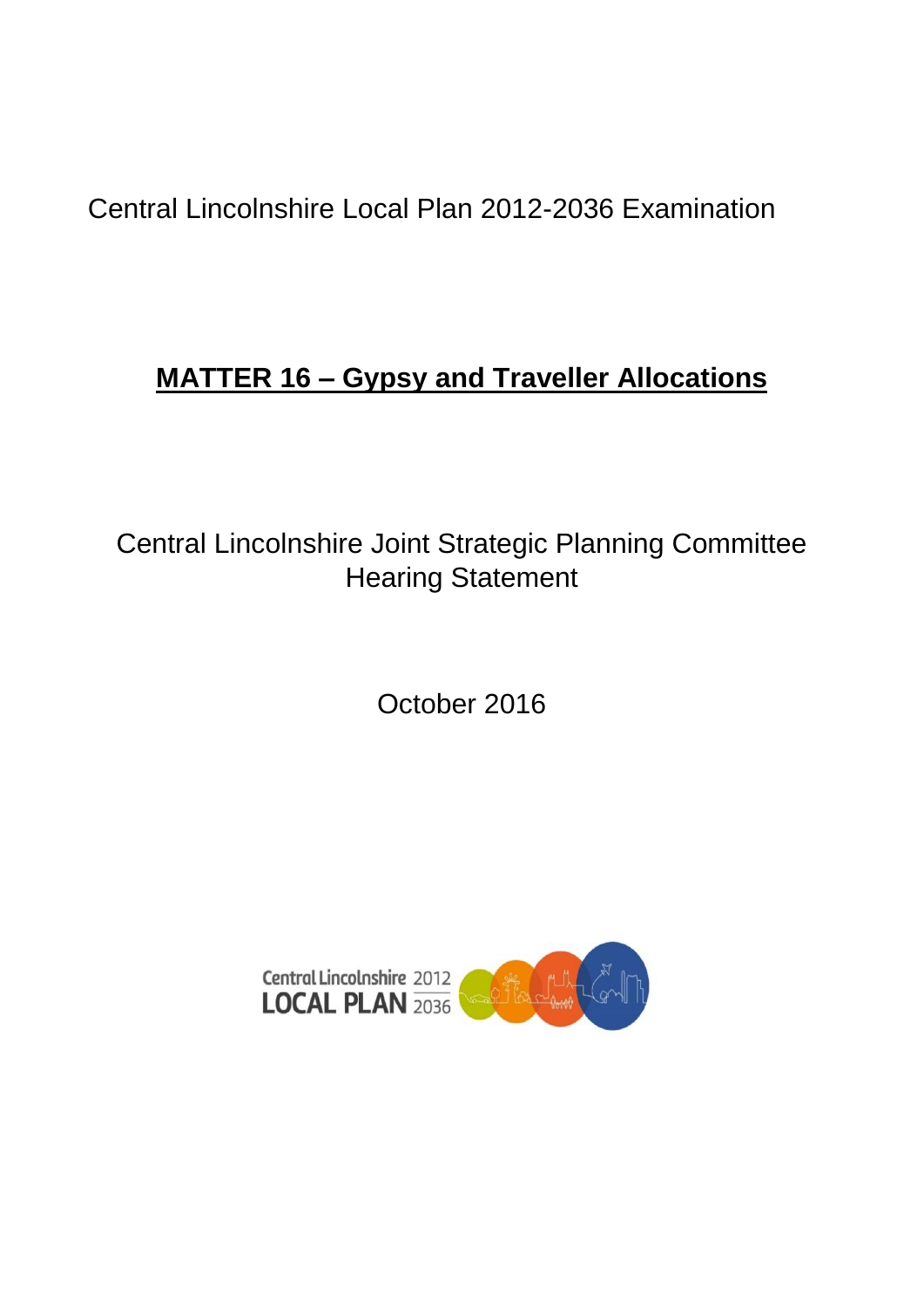Central Lincolnshire Local Plan 2012-2036 Examination

# **MATTER 16 – Gypsy and Traveller Allocations**

Central Lincolnshire Joint Strategic Planning Committee
Hearing Statement

October 2016

Central Lincolnshire 2012
LOCAL PLAN 2036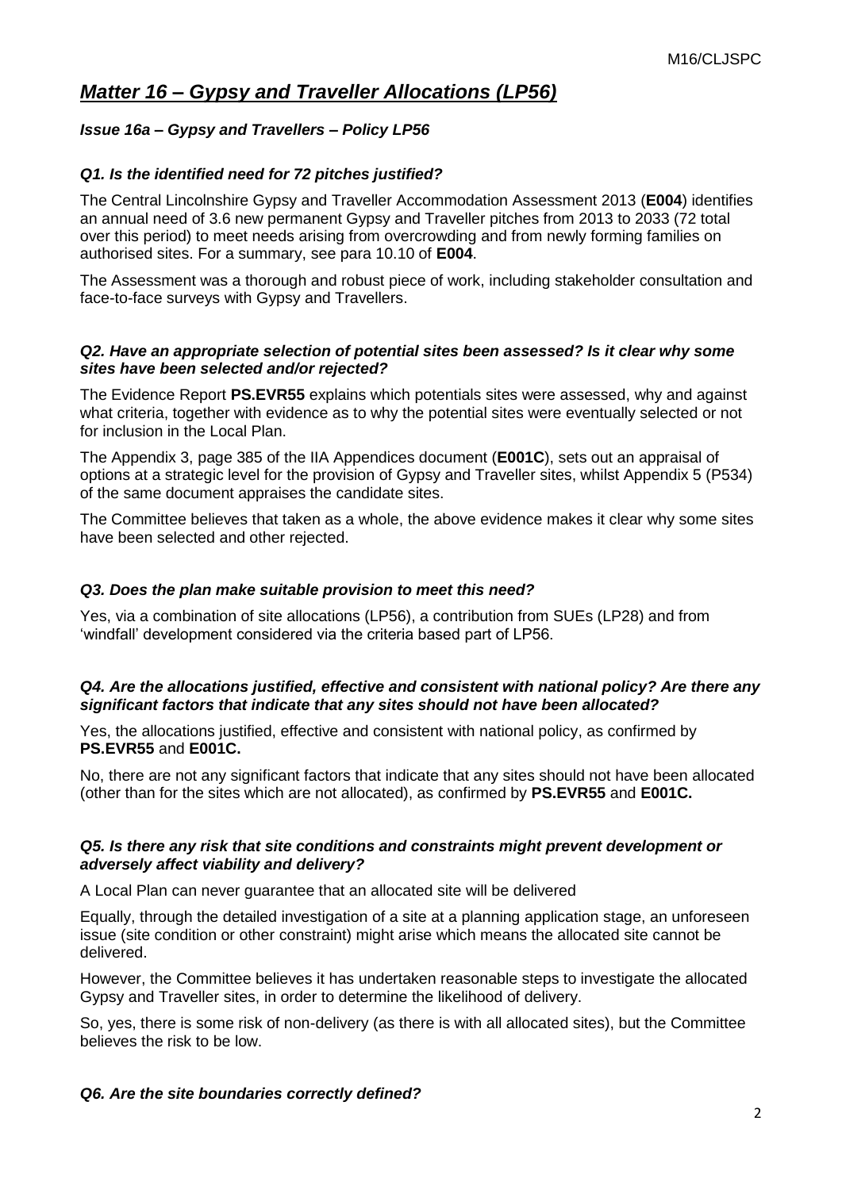# *Matter 16 – Gypsy and Traveller Allocations (LP56)*

### *Issue 16a – Gypsy and Travellers – Policy LP56*

#### *Q1. Is the identified need for 72 pitches justified?*

The Central Lincolnshire Gypsy and Traveller Accommodation Assessment 2013 (**E004**) identifies an annual need of 3.6 new permanent Gypsy and Traveller pitches from 2013 to 2033 (72 total over this period) to meet needs arising from overcrowding and from newly forming families on authorised sites. For a summary, see para 10.10 of **E004**.

The Assessment was a thorough and robust piece of work, including stakeholder consultation and face-to-face surveys with Gypsy and Travellers.

#### *Q2. Have an appropriate selection of potential sites been assessed? Is it clear why some sites have been selected and/or rejected?*

The Evidence Report **PS.EVR55** explains which potentials sites were assessed, why and against what criteria, together with evidence as to why the potential sites were eventually selected or not for inclusion in the Local Plan.

The Appendix 3, page 385 of the IIA Appendices document (**E001C**), sets out an appraisal of options at a strategic level for the provision of Gypsy and Traveller sites, whilst Appendix 5 (P534) of the same document appraises the candidate sites.

The Committee believes that taken as a whole, the above evidence makes it clear why some sites have been selected and other rejected.

#### *Q3. Does the plan make suitable provision to meet this need?*

Yes, via a combination of site allocations (LP56), a contribution from SUEs (LP28) and from 'windfall' development considered via the criteria based part of LP56.

#### *Q4. Are the allocations justified, effective and consistent with national policy? Are there any significant factors that indicate that any sites should not have been allocated?*

Yes, the allocations justified, effective and consistent with national policy, as confirmed by **PS.EVR55** and **E001C.**

No, there are not any significant factors that indicate that any sites should not have been allocated (other than for the sites which are not allocated), as confirmed by **PS.EVR55** and **E001C.**

#### *Q5. Is there any risk that site conditions and constraints might prevent development or adversely affect viability and delivery?*

A Local Plan can never guarantee that an allocated site will be delivered

Equally, through the detailed investigation of a site at a planning application stage, an unforeseen issue (site condition or other constraint) might arise which means the allocated site cannot be delivered.

However, the Committee believes it has undertaken reasonable steps to investigate the allocated Gypsy and Traveller sites, in order to determine the likelihood of delivery.

So, yes, there is some risk of non-delivery (as there is with all allocated sites), but the Committee believes the risk to be low.

#### *Q6. Are the site boundaries correctly defined?*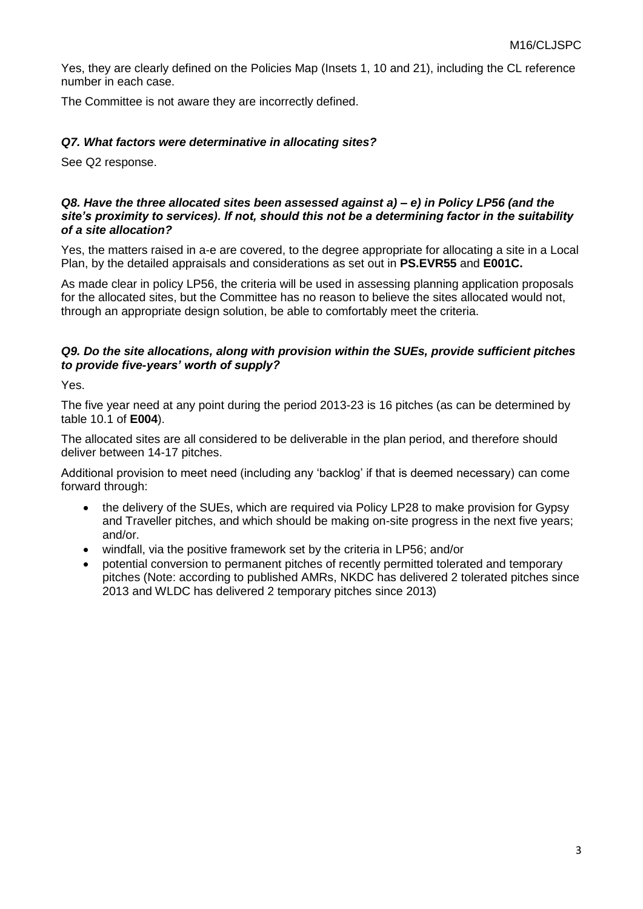Yes, they are clearly defined on the Policies Map (Insets 1, 10 and 21), including the CL reference number in each case.

The Committee is not aware they are incorrectly defined.

***Q7. What factors were determinative in allocating sites?***

See Q2 response.

***Q8. Have the three allocated sites been assessed against a) – e) in Policy LP56 (and the site's proximity to services). If not, should this not be a determining factor in the suitability of a site allocation?***

Yes, the matters raised in a-e are covered, to the degree appropriate for allocating a site in a Local Plan, by the detailed appraisals and considerations as set out in **PS.EVR55** and **E001C.**

As made clear in policy LP56, the criteria will be used in assessing planning application proposals for the allocated sites, but the Committee has no reason to believe the sites allocated would not, through an appropriate design solution, be able to comfortably meet the criteria.

***Q9. Do the site allocations, along with provision within the SUEs, provide sufficient pitches to provide five-years' worth of supply?***

Yes.

The five year need at any point during the period 2013-23 is 16 pitches (as can be determined by table 10.1 of **E004**).

The allocated sites are all considered to be deliverable in the plan period, and therefore should deliver between 14-17 pitches.

Additional provision to meet need (including any 'backlog' if that is deemed necessary) can come forward through:

- the delivery of the SUEs, which are required via Policy LP28 to make provision for Gypsy and Traveller pitches, and which should be making on-site progress in the next five years; and/or.
- windfall, via the positive framework set by the criteria in LP56; and/or
- potential conversion to permanent pitches of recently permitted tolerated and temporary pitches (Note: according to published AMRs, NKDC has delivered 2 tolerated pitches since 2013 and WLDC has delivered 2 temporary pitches since 2013)